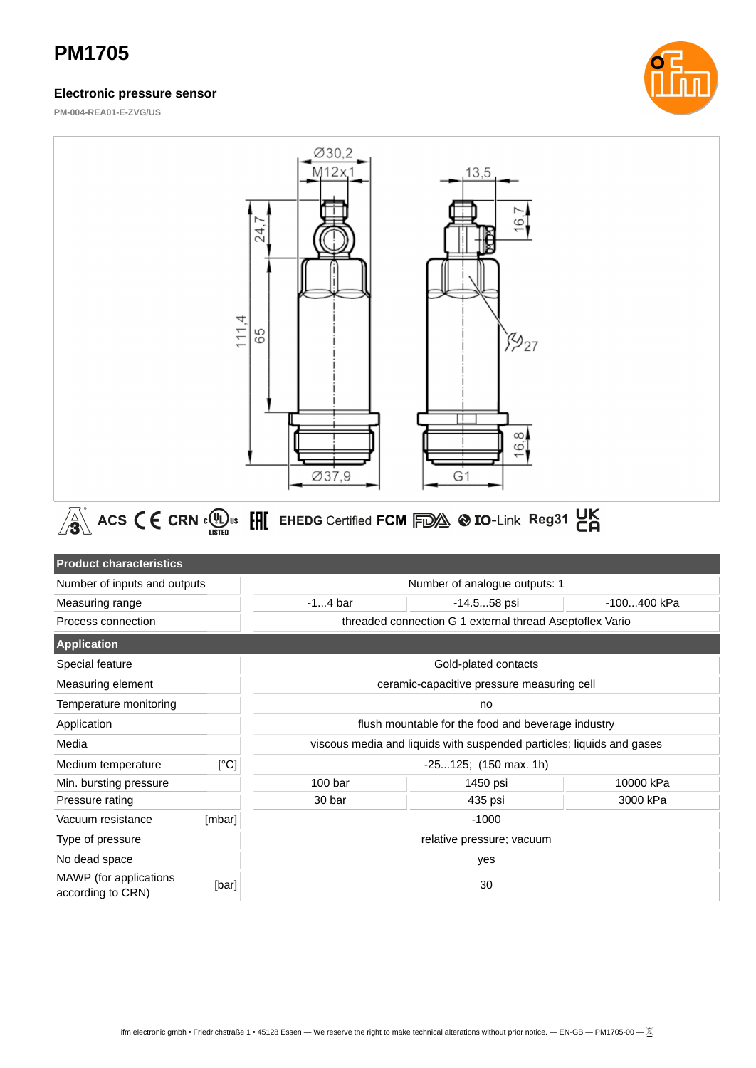# PM1705

## Electronic pressure sensor

PM-004-REA01-E-ZVG/US

| Product characteristics | | | | |
|---|---|---|---|---|
| Number of inputs and outputs | | Number of analogue outputs: 1 | | |
| Measuring range | | -1...4 bar | -14.5...58 psi | -100...400 kPa |
| Process connection | | threaded connection G 1 external thread Aseptoflex Vario | | |
| **Application** | | | | |
| Special feature | | Gold-plated contacts | | |
| Measuring element | | ceramic-capacitive pressure measuring cell | | |
| Temperature monitoring | | no | | |
| Application | | flush mountable for the food and beverage industry | | |
| Media | | viscous media and liquids with suspended particles; liquids and gases | | |
| Medium temperature | [°C] | -25...125; (150 max. 1h) | | |
| Min. bursting pressure | | 100 bar | 1450 psi | 10000 kPa |
| Pressure rating | | 30 bar | 435 psi | 3000 kPa |
| Vacuum resistance | [mbar] | -1000 | | |
| Type of pressure | | relative pressure; vacuum | | |
| No dead space | | yes | | |
| MAWP (for applications according to CRN) | [bar] | 30 | | |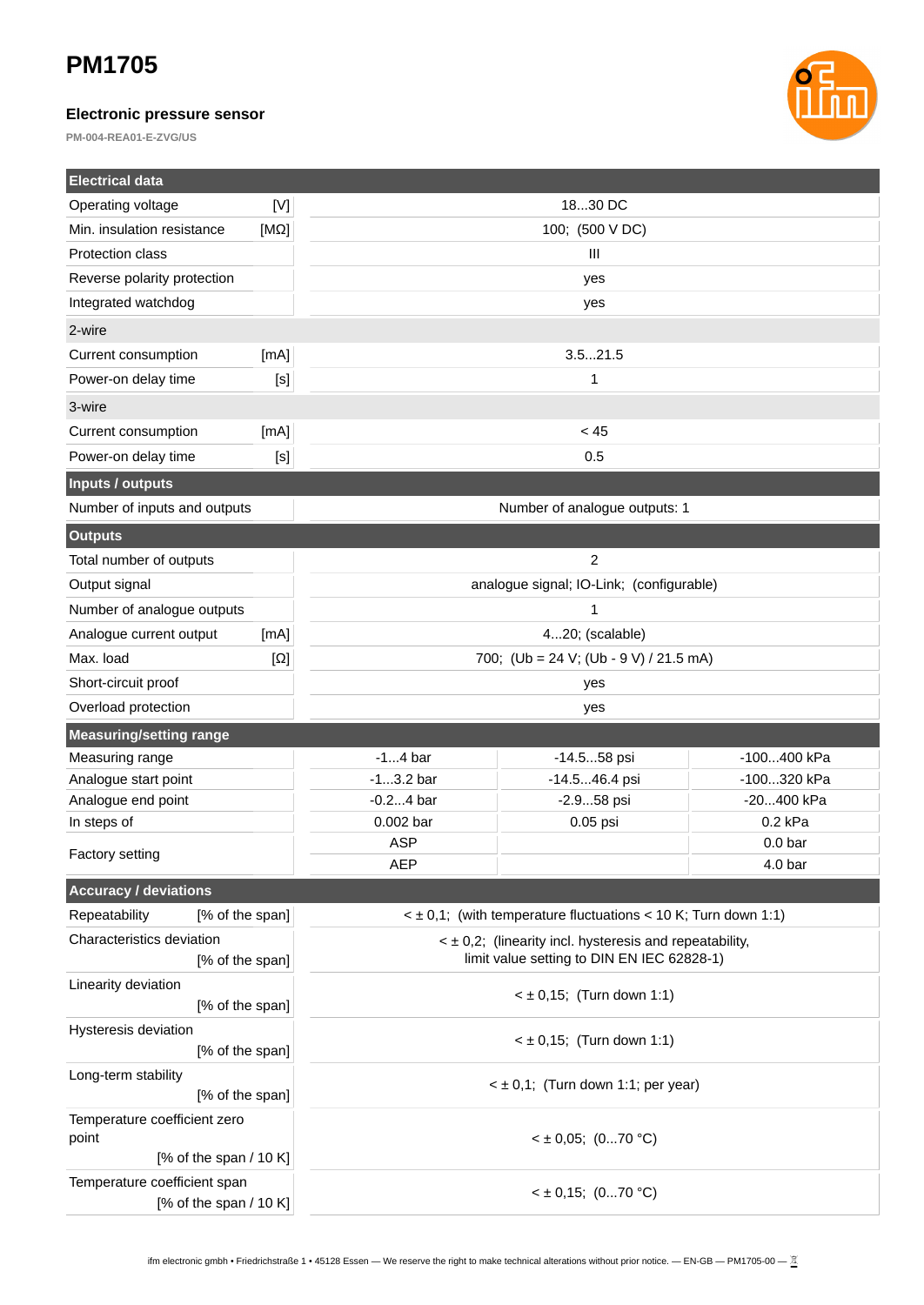# PM1705

### Electronic pressure sensor

PM-004-REA01-E-ZVG/US

| Electrical data | | | | |
|---|---|---|---|---|
| Operating voltage | [V] | 18...30 DC | | |
| Min. insulation resistance | [MΩ] | 100; (500 V DC) | | |
| Protection class | | III | | |
| Reverse polarity protection | | yes | | |
| Integrated watchdog | | yes | | |
| 2-wire | | | | |
| Current consumption | [mA] | 3.5...21.5 | | |
| Power-on delay time | [s] | 1 | | |
| 3-wire | | | | |
| Current consumption | [mA] | < 45 | | |
| Power-on delay time | [s] | 0.5 | | |
| **Inputs / outputs** | | | | |
| Number of inputs and outputs | | Number of analogue outputs: 1 | | |
| **Outputs** | | | | |
| Total number of outputs | | 2 | | |
| Output signal | | analogue signal; IO-Link; (configurable) | | |
| Number of analogue outputs | | 1 | | |
| Analogue current output | [mA] | 4...20; (scalable) | | |
| Max. load | [Ω] | 700; (Ub = 24 V; (Ub - 9 V) / 21.5 mA) | | |
| Short-circuit proof | | yes | | |
| Overload protection | | yes | | |
| **Measuring/setting range** | | | | |
| Measuring range | | -1...4 bar | -14.5...58 psi | -100...400 kPa |
| Analogue start point | | -1...3.2 bar | -14.5...46.4 psi | -100...320 kPa |
| Analogue end point | | -0.2...4 bar | -2.9...58 psi | -20...400 kPa |
| In steps of | | 0.002 bar | 0.05 psi | 0.2 kPa |
| Factory setting | | ASP | | 0.0 bar |
| | | AEP | | 4.0 bar |
| **Accuracy / deviations** | | | | |
| Repeatability | [% of the span] | < ± 0,1; (with temperature fluctuations < 10 K; Turn down 1:1) | | |
| Characteristics deviation | [% of the span] | < ± 0,2; (linearity incl. hysteresis and repeatability, limit value setting to DIN EN IEC 62828-1) | | |
| Linearity deviation | [% of the span] | < ± 0,15; (Turn down 1:1) | | |
| Hysteresis deviation | [% of the span] | < ± 0,15; (Turn down 1:1) | | |
| Long-term stability | [% of the span] | < ± 0,1; (Turn down 1:1; per year) | | |
| Temperature coefficient zero point | [% of the span / 10 K] | < ± 0,05; (0...70 °C) | | |
| Temperature coefficient span | [% of the span / 10 K] | < ± 0,15; (0...70 °C) | | |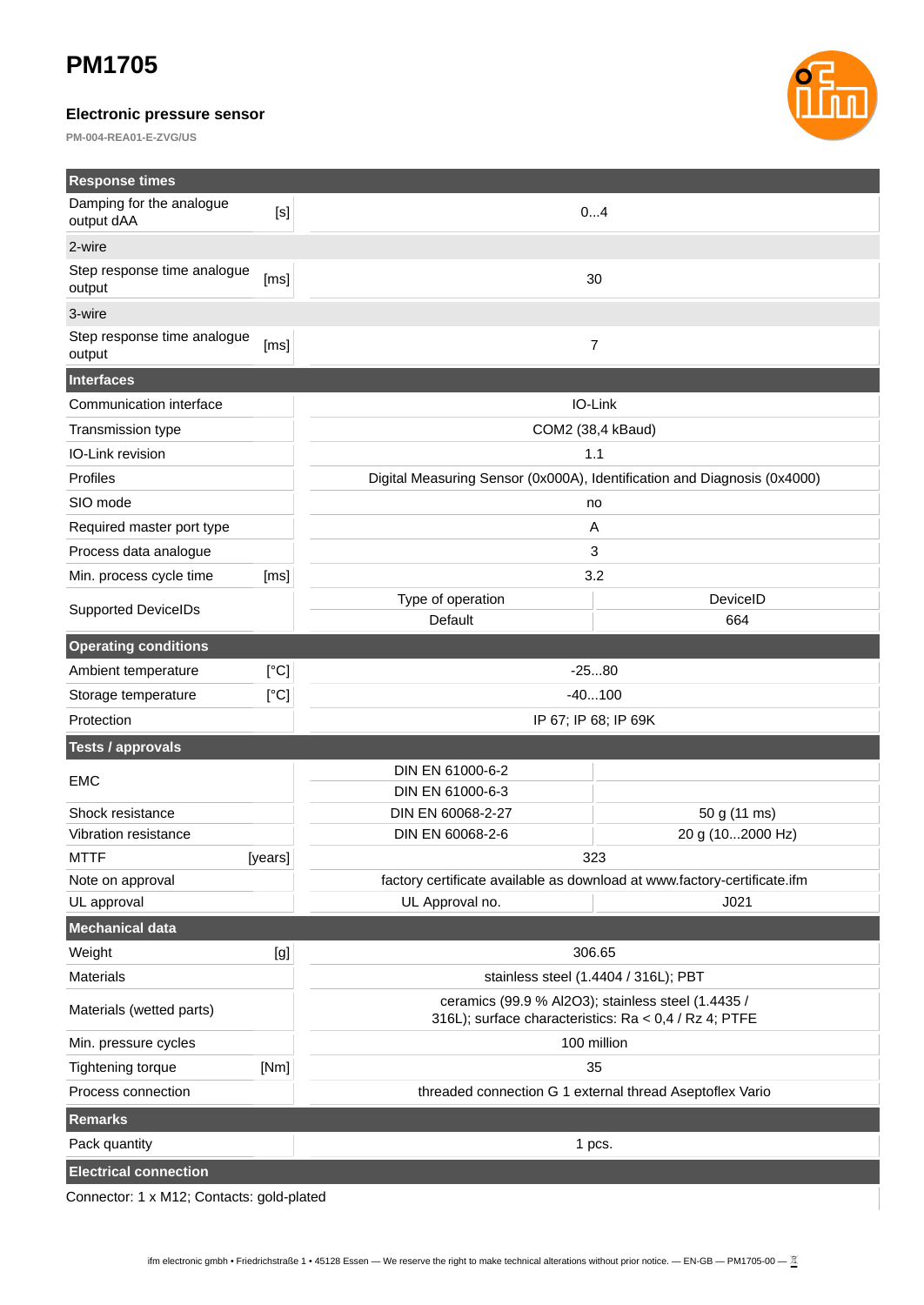# PM1705

### Electronic pressure sensor

PM-004-REA01-E-ZVG/US

| Response times | | | |
|---|---|---|---|
| Damping for the analogue output dAA | [s] | 0...4 | |
| 2-wire | | | |
| Step response time analogue output | [ms] | 30 | |
| 3-wire | | | |
| Step response time analogue output | [ms] | 7 | |
| **Interfaces** | | | |
| Communication interface | | IO-Link | |
| Transmission type | | COM2 (38,4 kBaud) | |
| IO-Link revision | | 1.1 | |
| Profiles | | Digital Measuring Sensor (0x000A), Identification and Diagnosis (0x4000) | |
| SIO mode | | no | |
| Required master port type | | A | |
| Process data analogue | | 3 | |
| Min. process cycle time | [ms] | 3.2 | |
| Supported DeviceIDs | | Type of operation | DeviceID |
| | | Default | 664 |
| **Operating conditions** | | | |
| Ambient temperature | [°C] | -25...80 | |
| Storage temperature | [°C] | -40...100 | |
| Protection | | IP 67; IP 68; IP 69K | |
| **Tests / approvals** | | | |
| EMC | | DIN EN 61000-6-2 | |
| | | DIN EN 61000-6-3 | |
| Shock resistance | | DIN EN 60068-2-27 | 50 g (11 ms) |
| Vibration resistance | | DIN EN 60068-2-6 | 20 g (10...2000 Hz) |
| MTTF | [years] | 323 | |
| Note on approval | | factory certificate available as download at www.factory-certificate.ifm | |
| UL approval | | UL Approval no. | J021 |
| **Mechanical data** | | | |
| Weight | [g] | 306.65 | |
| Materials | | stainless steel (1.4404 / 316L); PBT | |
| Materials (wetted parts) | | ceramics (99.9 % Al2O3); stainless steel (1.4435 / 316L); surface characteristics: Ra < 0,4 / Rz 4; PTFE | |
| Min. pressure cycles | | 100 million | |
| Tightening torque | [Nm] | 35 | |
| Process connection | | threaded connection G 1 external thread Aseptoflex Vario | |
| **Remarks** | | | |
| Pack quantity | | 1 pcs. | |

**Electrical connection**

Connector: 1 x M12; Contacts: gold-plated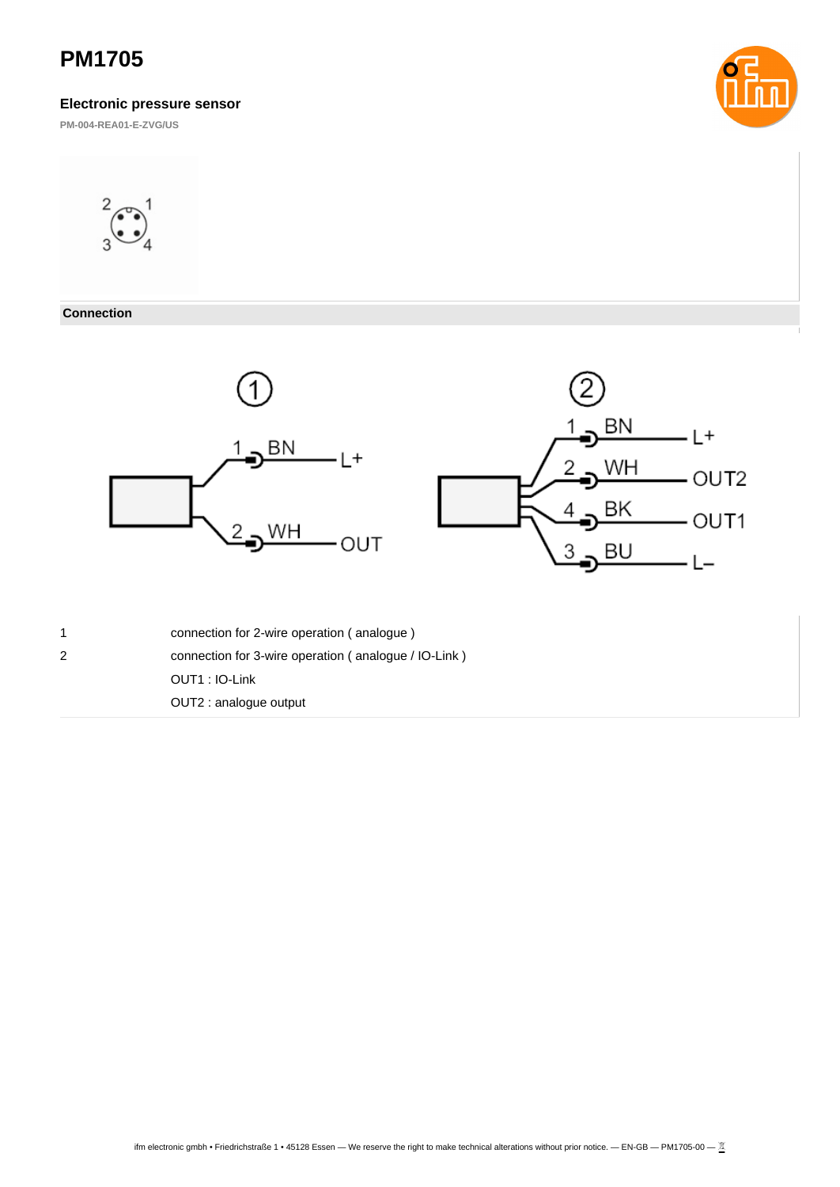# PM1705

### Electronic pressure sensor

PM-004-REA01-E-ZVG/US

2 1

3 4

**Connection**

1

1 BN L+

2 WH OUT

2

1 BN L+

2 WH OUT2

4 BK OUT1

3 BU L–

| | |
|---|---|
| 1 | connection for 2-wire operation ( analogue ) |
| 2 | connection for 3-wire operation ( analogue / IO-Link ) |
| | OUT1 : IO-Link |
| | OUT2 : analogue output |